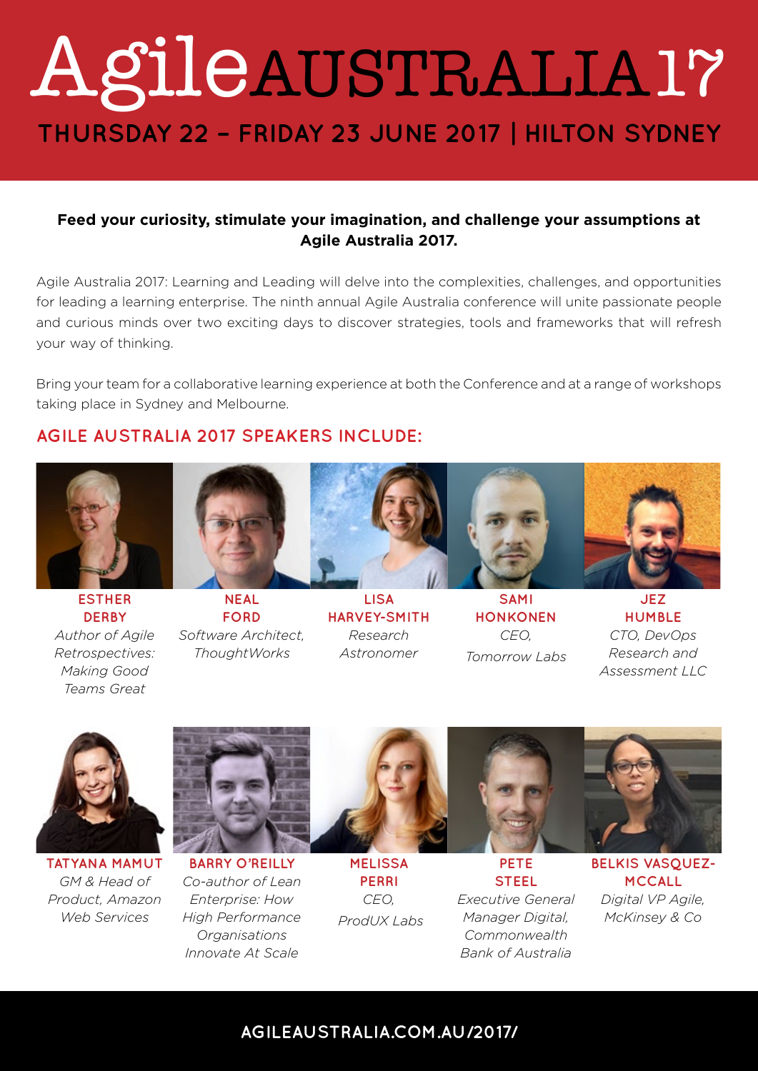# Agile AUSTRALIA 17

## THURSDAY 22 – FRIDAY 23 JUNE 2017 | HILTON SYDNEY

**Feed your curiosity, stimulate your imagination, and challenge your assumptions at Agile Australia 2017.**

Agile Australia 2017: Learning and Leading will delve into the complexities, challenges, and opportunities for leading a learning enterprise. The ninth annual Agile Australia conference will unite passionate people and curious minds over two exciting days to discover strategies, tools and frameworks that will refresh your way of thinking.

Bring your team for a collaborative learning experience at both the Conference and at a range of workshops taking place in Sydney and Melbourne.

## AGILE AUSTRALIA 2017 SPEAKERS INCLUDE:

**ESTHER DERBY**
*Author of Agile Retrospectives: Making Good Teams Great*

**NEAL FORD**
*Software Architect, ThoughtWorks*

**LISA HARVEY-SMITH**
*Research Astronomer*

**SAMI HONKONEN**
*CEO, Tomorrow Labs*

**JEZ HUMBLE**
*CTO, DevOps Research and Assessment LLC*

**TATYANA MAMUT**
*GM & Head of Product, Amazon Web Services*

**BARRY O'REILLY**
*Co-author of Lean Enterprise: How High Performance Organisations Innovate At Scale*

**MELISSA PERRI**
*CEO, ProdUX Labs*

**PETE STEEL**
*Executive General Manager Digital, Commonwealth Bank of Australia*

**BELKIS VASQUEZ-MCCALL**
*Digital VP Agile, McKinsey & Co*

**AGILEAUSTRALIA.COM.AU/2017/**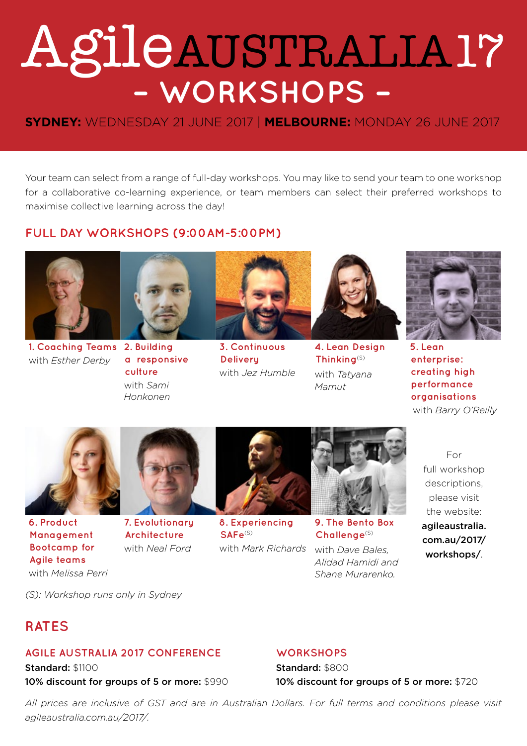# Agile AUSTRALIA 17

## - WORKSHOPS -

**SYDNEY:** WEDNESDAY 21 JUNE 2017 | **MELBOURNE:** MONDAY 26 JUNE 2017

Your team can select from a range of full-day workshops. You may like to send your team to one workshop for a collaborative co-learning experience, or team members can select their preferred workshops to maximise collective learning across the day!

## FULL DAY WORKSHOPS (9:00AM-5:00PM)

1. **Coaching Teams** with *Esther Derby*
2. **Building a responsive culture** with *Sami Honkonen*
3. **Continuous Delivery** with *Jez Humble*
4. **Lean Design Thinking**(S) with *Tatyana Mamut*
5. **Lean enterprise: creating high performance organisations** with *Barry O'Reilly*
6. **Product Management Bootcamp for Agile teams** with *Melissa Perri*
7. **Evolutionary Architecture** with *Neal Ford*
8. **Experiencing SAFe**(S) with *Mark Richards*
9. **The Bento Box Challenge**(S) with *Dave Bales, Alidad Hamidi and Shane Murarenko.*

For full workshop descriptions, please visit the website: **agileaustralia.com.au/2017/workshops/**.

*(S): Workshop runs only in Sydney*

## RATES

### AGILE AUSTRALIA 2017 CONFERENCE

**Standard:** $1100
**10% discount for groups of 5 or more:** $990

### WORKSHOPS

**Standard:** $800
**10% discount for groups of 5 or more:** $720

*All prices are inclusive of GST and are in Australian Dollars. For full terms and conditions please visit agileaustralia.com.au/2017/.*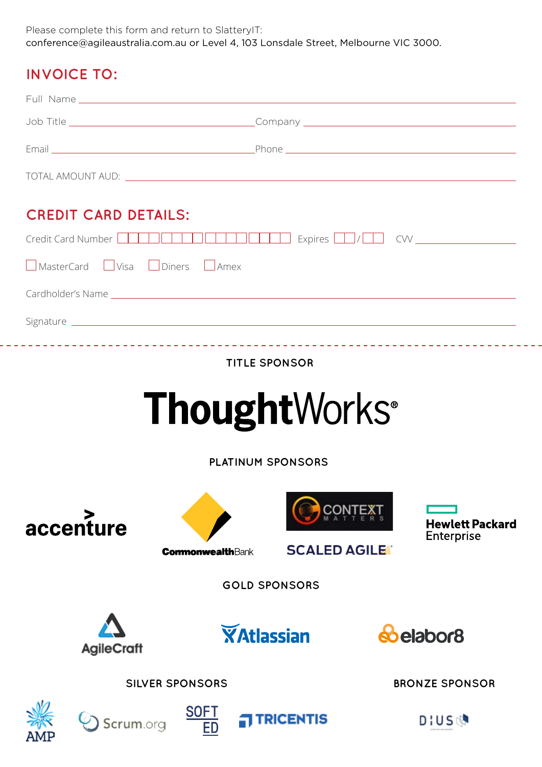Please complete this form and return to SlatteryIT:
conference@agileaustralia.com.au or Level 4, 103 Lonsdale Street, Melbourne VIC 3000.

## INVOICE TO:

Full Name ____________________________________________

Job Title ______________________ Company ______________________

Email ______________________ Phone ______________________

TOTAL AMOUNT AUD: ____________________________________________

## CREDIT CARD DETAILS:

Credit Card Number ☐☐☐☐ ☐☐☐☐ ☐☐☐☐ ☐☐☐☐ Expires ☐☐/☐☐ CVV ______________

☐ MasterCard ☐ Visa ☐ Diners ☐ Amex

Cardholder's Name ____________________________________________

Signature ____________________________________________

---

### TITLE SPONSOR

ThoughtWorks®

### PLATINUM SPONSORS

accenture

CommonwealthBank

CONTEXT MATTERS

SCALED AGILE

Hewlett Packard Enterprise

### GOLD SPONSORS

AgileCraft

Atlassian

elabor8

### SILVER SPONSORS

AMP

Scrum.org

SOFT ED

TRICENTIS

### BRONZE SPONSOR

DIUS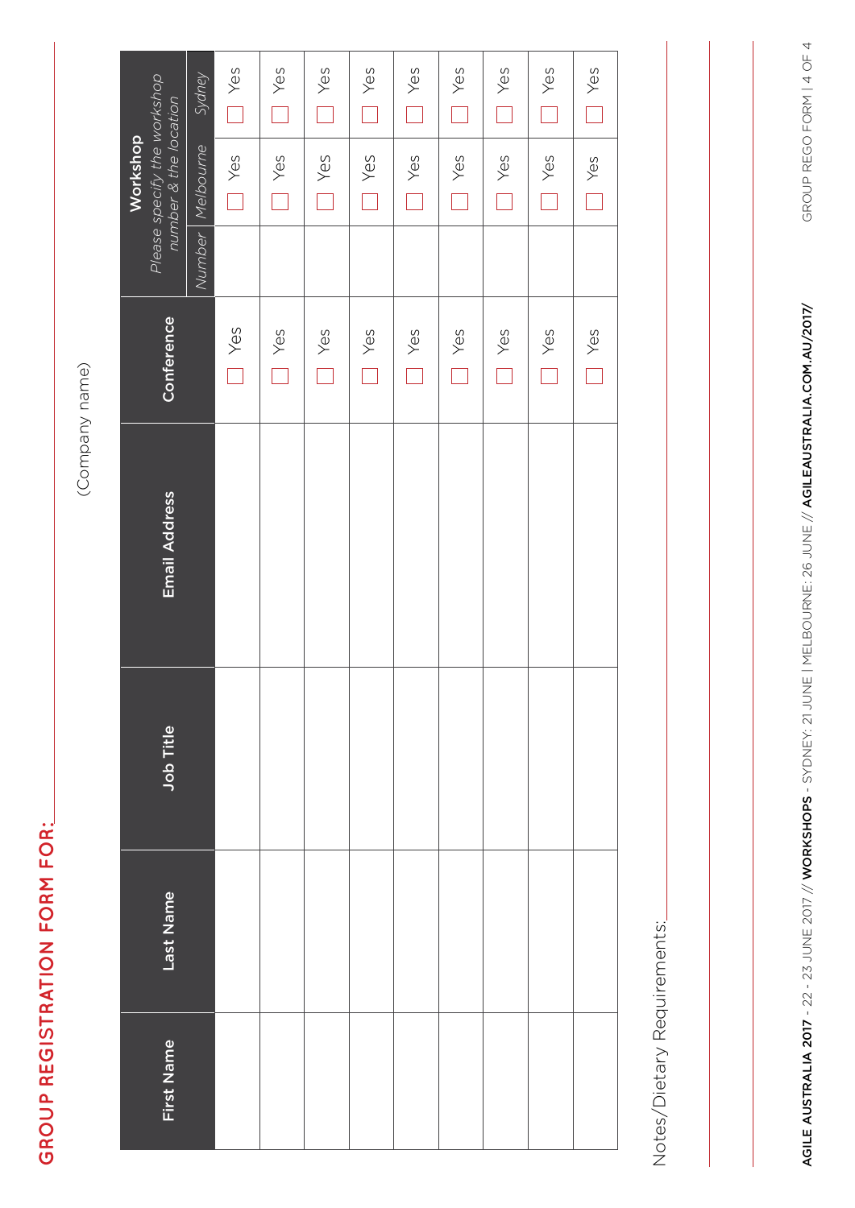# GROUP REGISTRATION FORM FOR: ______________________

(Company name)

| First Name | Last Name | Job Title | Email Address | Conference | Workshop *Please specify the workshop number & the location* | | |
|---|---|---|---|---|---|---|---|
| | | | | | *Number* | *Melbourne* | *Sydney* |
| | | | | ☐ Yes | | ☐ Yes | ☐ Yes |
| | | | | ☐ Yes | | ☐ Yes | ☐ Yes |
| | | | | ☐ Yes | | ☐ Yes | ☐ Yes |
| | | | | ☐ Yes | | ☐ Yes | ☐ Yes |
| | | | | ☐ Yes | | ☐ Yes | ☐ Yes |
| | | | | ☐ Yes | | ☐ Yes | ☐ Yes |
| | | | | ☐ Yes | | ☐ Yes | ☐ Yes |
| | | | | ☐ Yes | | ☐ Yes | ☐ Yes |
| | | | | ☐ Yes | | ☐ Yes | ☐ Yes |

Notes/Dietary Requirements: ______________________

**AGILE AUSTRALIA 2017** - 22 - 23 JUNE 2017 // **WORKSHOPS** - SYDNEY: 21 JUNE | MELBOURNE: 26 JUNE // **AGILEAUSTRALIA.COM.AU/2017/**

GROUP REGO FORM